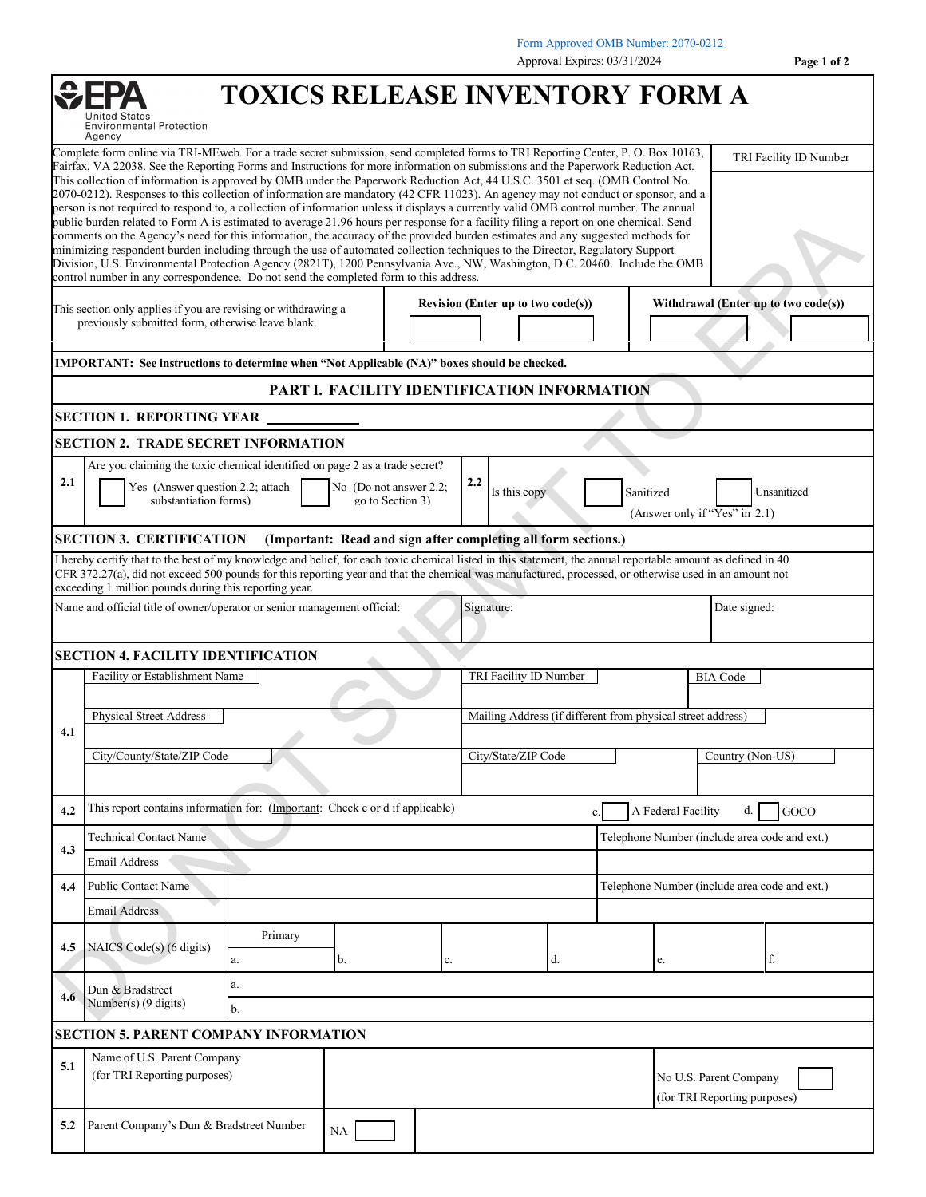Form Approved OMB Number: 2070-0212

Approval Expires: 03/31/2024

United States Environmental Protection Agency

# TOXICS RELEASE INVENTORY FORM A

Complete form online via TRI-MEweb. For a trade secret submission, send completed forms to TRI Reporting Center, P. O. Box 10163, Fairfax, VA 22038. See the Reporting Forms and Instructions for more information on submissions and the Paperwork Reduction Act. This collection of information is approved by OMB under the Paperwork Reduction Act, 44 U.S.C. 3501 et seq. (OMB Control No. 2070-0212). Responses to this collection of information are mandatory (42 CFR 11023). An agency may not conduct or sponsor, and a person is not required to respond to, a collection of information unless it displays a currently valid OMB control number. The annual public burden related to Form A is estimated to average 21.96 hours per response for a facility filing a report on one chemical. Send comments on the Agency's need for this information, the accuracy of the provided burden estimates and any suggested methods for minimizing respondent burden including through the use of automated collection techniques to the Director, Regulatory Support Division, U.S. Environmental Protection Agency (2821T), 1200 Pennsylvania Ave., NW, Washington, D.C. 20460. Include the OMB control number in any correspondence. Do not send the completed form to this address.

TRI Facility ID Number

| This section only applies if you are revising or withdrawing a previously submitted form, otherwise leave blank. | Revision (Enter up to two code(s)) | Withdrawal (Enter up to two code(s)) |
|---|---|---|
| | ☐ ☐ | ☐ ☐ |

**IMPORTANT: See instructions to determine when "Not Applicable (NA)" boxes should be checked.**

## PART I. FACILITY IDENTIFICATION INFORMATION

### SECTION 1. REPORTING YEAR ____________

### SECTION 2. TRADE SECRET INFORMATION

**2.1** Are you claiming the toxic chemical identified on page 2 as a trade secret?

☐ Yes (Answer question 2.2; attach substantiation forms) ☐ No (Do not answer 2.2; go to Section 3)

**2.2** Is this copy ☐ Sanitized ☐ Unsanitized (Answer only if "Yes" in 2.1)

### SECTION 3. CERTIFICATION (Important: Read and sign after completing all form sections.)

I hereby certify that to the best of my knowledge and belief, for each toxic chemical listed in this statement, the annual reportable amount as defined in 40 CFR 372.27(a), did not exceed 500 pounds for this reporting year and that the chemical was manufactured, processed, or otherwise used in an amount not exceeding 1 million pounds during this reporting year.

| Name and official title of owner/operator or senior management official: | Signature: | Date signed: |
|---|---|---|
| | | |

### SECTION 4. FACILITY IDENTIFICATION

| | | | |
|---|---|---|---|
| **4.1** | Facility or Establishment Name | TRI Facility ID Number | BIA Code |
| | Physical Street Address | Mailing Address (if different from physical street address) | |
| | City/County/State/ZIP Code | City/State/ZIP Code | Country (Non-US) |

**4.2** This report contains information for: (Important: Check c or d if applicable) c. ☐ A Federal Facility d. ☐ GOCO

| | | | |
|---|---|---|---|
| **4.3** | Technical Contact Name | | Telephone Number (include area code and ext.) |
| | Email Address | | |
| **4.4** | Public Contact Name | | Telephone Number (include area code and ext.) |
| | Email Address | | |

| | | Primary | | | | | |
|---|---|---|---|---|---|---|---|
| **4.5** | NAICS Code(s) (6 digits) | a. | b. | c. | d. | e. | f. |

| | | |
|---|---|---|
| **4.6** | Dun & Bradstreet Number(s) (9 digits) | a. |
| | | b. |

### SECTION 5. PARENT COMPANY INFORMATION

| | | | |
|---|---|---|---|
| **5.1** | Name of U.S. Parent Company (for TRI Reporting purposes) | | No U.S. Parent Company (for TRI Reporting purposes) ☐ |
| **5.2** | Parent Company's Dun & Bradstreet Number | NA ☐ | |

DO NOT SUBMIT TO EPA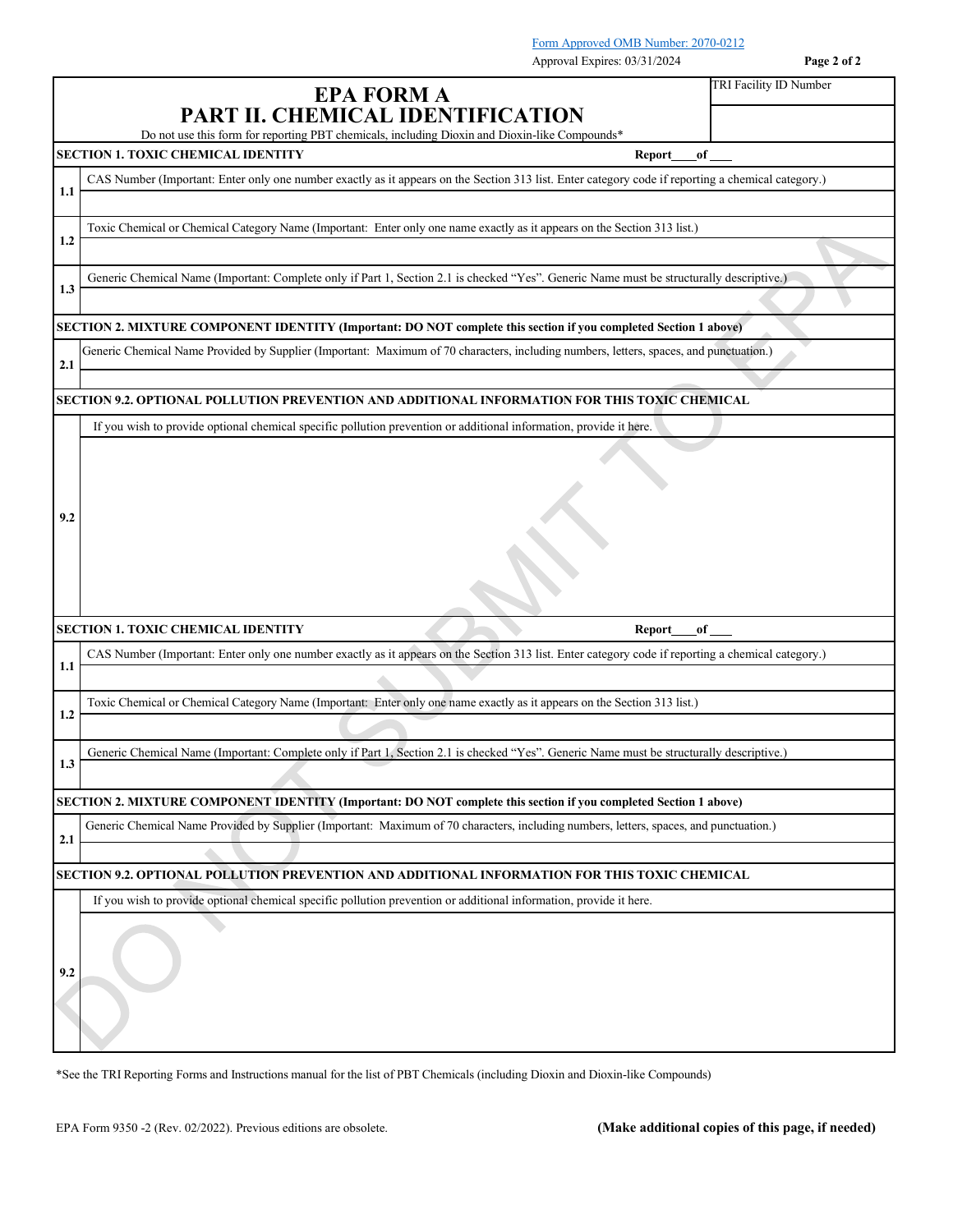Form Approved OMB Number: 2070-0212

Approval Expires: 03/31/2024

# EPA FORM A
# PART II. CHEMICAL IDENTIFICATION

Do not use this form for reporting PBT chemicals, including Dioxin and Dioxin-like Compounds*

TRI Facility ID Number

| | |
|---|---|
| **SECTION 1. TOXIC CHEMICAL IDENTITY** | **Report\_\_\_\_of \_\_\_\_** |
| 1.1 | CAS Number (Important: Enter only one number exactly as it appears on the Section 313 list. Enter category code if reporting a chemical category.) |
| 1.2 | Toxic Chemical or Chemical Category Name (Important: Enter only one name exactly as it appears on the Section 313 list.) |
| 1.3 | Generic Chemical Name (Important: Complete only if Part 1, Section 2.1 is checked "Yes". Generic Name must be structurally descriptive.) |
| **SECTION 2. MIXTURE COMPONENT IDENTITY (Important: DO NOT complete this section if you completed Section 1 above)** | |
| 2.1 | Generic Chemical Name Provided by Supplier (Important: Maximum of 70 characters, including numbers, letters, spaces, and punctuation.) |
| **SECTION 9.2. OPTIONAL POLLUTION PREVENTION AND ADDITIONAL INFORMATION FOR THIS TOXIC CHEMICAL** | |
| 9.2 | If you wish to provide optional chemical specific pollution prevention or additional information, provide it here. |

| | |
|---|---|
| **SECTION 1. TOXIC CHEMICAL IDENTITY** | **Report\_\_\_\_of \_\_\_\_** |
| 1.1 | CAS Number (Important: Enter only one number exactly as it appears on the Section 313 list. Enter category code if reporting a chemical category.) |
| 1.2 | Toxic Chemical or Chemical Category Name (Important: Enter only one name exactly as it appears on the Section 313 list.) |
| 1.3 | Generic Chemical Name (Important: Complete only if Part 1, Section 2.1 is checked "Yes". Generic Name must be structurally descriptive.) |
| **SECTION 2. MIXTURE COMPONENT IDENTITY (Important: DO NOT complete this section if you completed Section 1 above)** | |
| 2.1 | Generic Chemical Name Provided by Supplier (Important: Maximum of 70 characters, including numbers, letters, spaces, and punctuation.) |
| **SECTION 9.2. OPTIONAL POLLUTION PREVENTION AND ADDITIONAL INFORMATION FOR THIS TOXIC CHEMICAL** | |
| 9.2 | If you wish to provide optional chemical specific pollution prevention or additional information, provide it here. |

DO NOT SUBMIT TO EPA

*See the TRI Reporting Forms and Instructions manual for the list of PBT Chemicals (including Dioxin and Dioxin-like Compounds)

EPA Form 9350 -2 (Rev. 02/2022). Previous editions are obsolete.

**(Make additional copies of this page, if needed)**